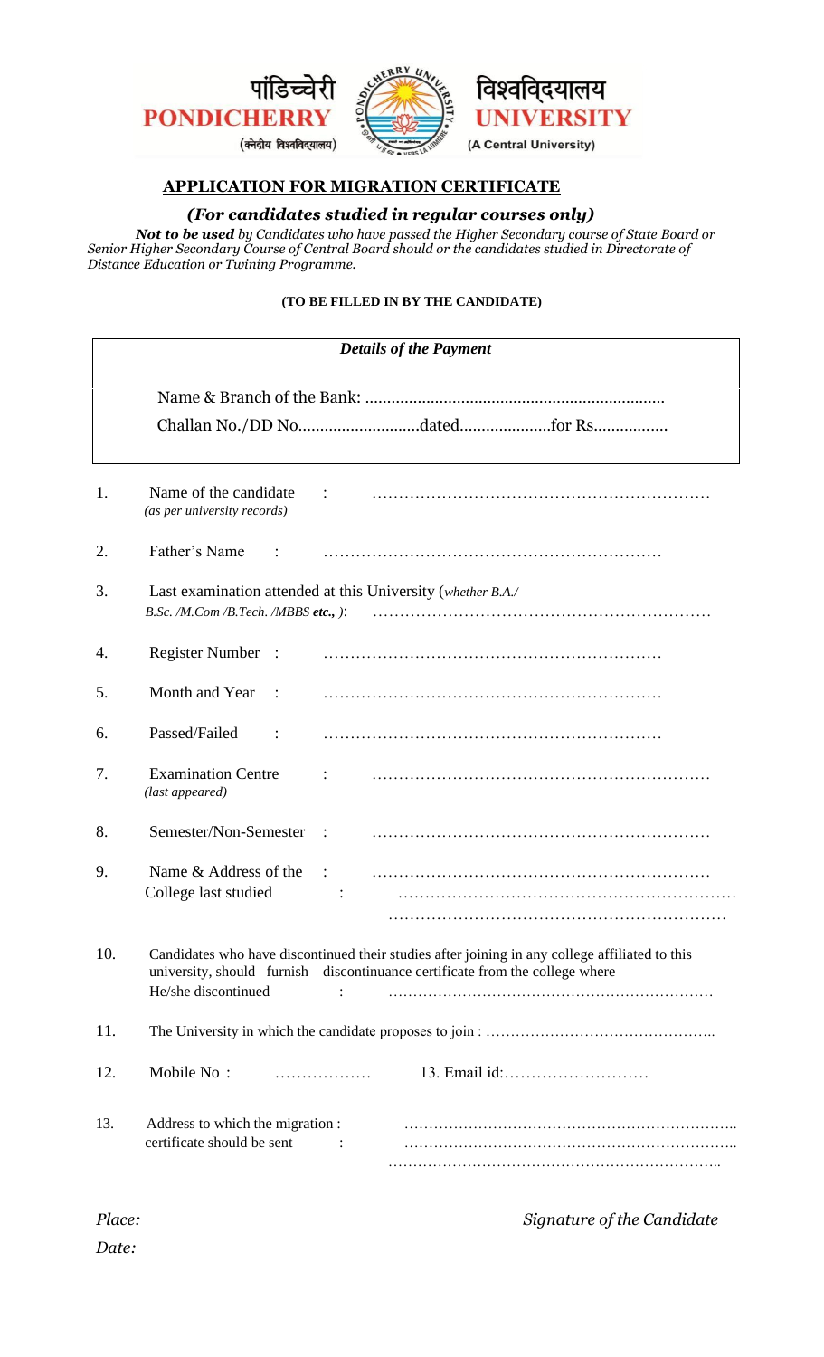पांडिच्चेरी **PONDICHERRY** (केन्द्रीय विश्वविद्यालय) विश्वविद्यालय **UNIVERSITY** (A Central University)

## APPLICATION FOR MIGRATION CERTIFICATE

### *(For candidates studied in regular courses only)*

***Not to be used*** *by Candidates who have passed the Higher Secondary course of State Board or Senior Higher Secondary Course of Central Board should or the candidates studied in Directorate of Distance Education or Twining Programme.*

**(TO BE FILLED IN BY THE CANDIDATE)**

***Details of the Payment***

Name & Branch of the Bank: ......................................................................

Challan No./DD No............................dated.....................for Rs.................

1. Name of the candidate : ……………………………………………………… *(as per university records)*

2. Father's Name : ………………………………………………………

3. Last examination attended at this University (*whether B.A./ B.Sc. /M.Com /B.Tech. /MBBS* ***etc.,*** *)*: ………………………………………………………

4. Register Number : ………………………………………………………

5. Month and Year : ………………………………………………………

6. Passed/Failed : ………………………………………………………

7. Examination Centre : ……………………………………………………… *(last appeared)*

8. Semester/Non-Semester : ………………………………………………………

9. Name & Address of the College last studied : ………………………………………………………
   ………………………………………………………
   ………………………………………………………

10. Candidates who have discontinued their studies after joining in any college affiliated to this university, should furnish discontinuance certificate from the college where He/she discontinued : ………………………………………………………

11. The University in which the candidate proposes to join : ………………………………………..

12. Mobile No : ……………… 13. Email id:………………………

13. Address to which the migration certificate should be sent : ………………………………………………………
    ………………………………………………………
    ………………………………………………………

*Place:* *Signature of the Candidate*

*Date:*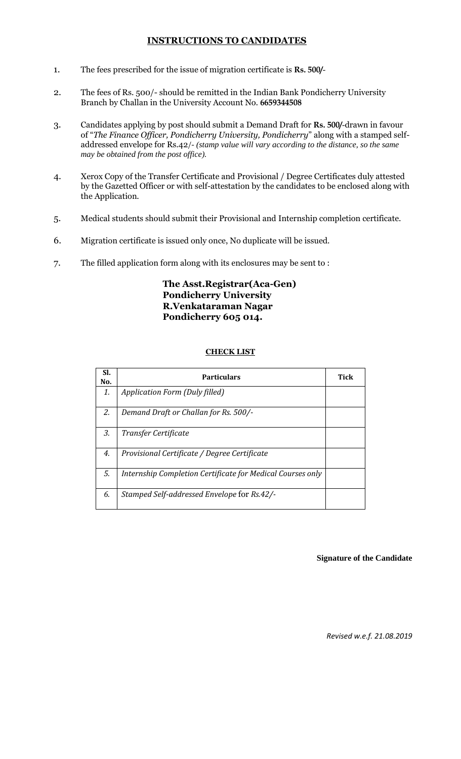## INSTRUCTIONS TO CANDIDATES

1. The fees prescribed for the issue of migration certificate is **Rs. 500/**-
2. The fees of Rs. 500/- should be remitted in the Indian Bank Pondicherry University Branch by Challan in the University Account No. **6659344508**
3. Candidates applying by post should submit a Demand Draft for **Rs. 500/-**drawn in favour of "*The Finance Officer, Pondicherry University, Pondicherry*" along with a stamped self-addressed envelope for Rs.42/- *(stamp value will vary according to the distance, so the same may be obtained from the post office).*
4. Xerox Copy of the Transfer Certificate and Provisional / Degree Certificates duly attested by the Gazetted Officer or with self-attestation by the candidates to be enclosed along with the Application.
5. Medical students should submit their Provisional and Internship completion certificate.
6. Migration certificate is issued only once, No duplicate will be issued.
7. The filled application form along with its enclosures may be sent to :

**The Asst.Registrar(Aca-Gen)**
**Pondicherry University**
**R.Venkataraman Nagar**
**Pondicherry 605 014.**

### CHECK LIST

| Sl. No. | Particulars | Tick |
|---|---|---|
| *1.* | *Application Form (Duly filled)* | |
| *2.* | *Demand Draft or Challan for Rs. 500/-* | |
| *3.* | *Transfer Certificate* | |
| *4.* | *Provisional Certificate / Degree Certificate* | |
| *5.* | *Internship Completion Certificate for Medical Courses only* | |
| *6.* | *Stamped Self-addressed Envelope* for *Rs.42/-* | |

**Signature of the Candidate**

*Revised w.e.f. 21.08.2019*